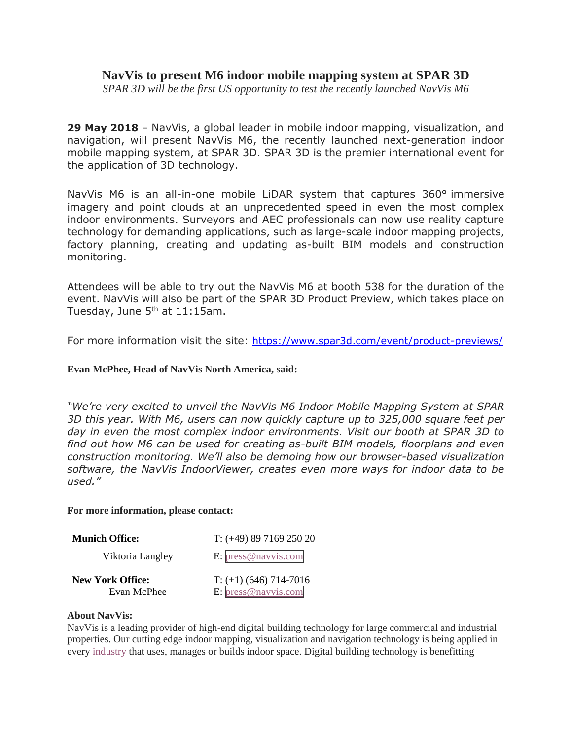# NavVis to present M6 indoor mobile mapping system at SPAR 3D

*SPAR 3D will be the first US opportunity to test the recently launched NavVis M6*

**29 May 2018** – NavVis, a global leader in mobile indoor mapping, visualization, and navigation, will present NavVis M6, the recently launched next-generation indoor mobile mapping system, at SPAR 3D. SPAR 3D is the premier international event for the application of 3D technology.

NavVis M6 is an all-in-one mobile LiDAR system that captures 360° immersive imagery and point clouds at an unprecedented speed in even the most complex indoor environments. Surveyors and AEC professionals can now use reality capture technology for demanding applications, such as large-scale indoor mapping projects, factory planning, creating and updating as-built BIM models and construction monitoring.

Attendees will be able to try out the NavVis M6 at booth 538 for the duration of the event. NavVis will also be part of the SPAR 3D Product Preview, which takes place on Tuesday, June 5th at 11:15am.

For more information visit the site: https://www.spar3d.com/event/product-previews/

**Evan McPhee, Head of NavVis North America, said:**

*"We're very excited to unveil the NavVis M6 Indoor Mobile Mapping System at SPAR 3D this year. With M6, users can now quickly capture up to 325,000 square feet per day in even the most complex indoor environments. Visit our booth at SPAR 3D to find out how M6 can be used for creating as-built BIM models, floorplans and even construction monitoring. We'll also be demoing how our browser-based visualization software, the NavVis IndoorViewer, creates even more ways for indoor data to be used."*

**For more information, please contact:**

| | |
|---|---|
| **Munich Office:** | T: (+49) 89 7169 250 20 |
| Viktoria Langley | E: press@navvis.com |
| **New York Office:** | T: (+1) (646) 714-7016 |
| Evan McPhee | E: press@navvis.com |

**About NavVis:**

NavVis is a leading provider of high-end digital building technology for large commercial and industrial properties. Our cutting edge indoor mapping, visualization and navigation technology is being applied in every industry that uses, manages or builds indoor space. Digital building technology is benefitting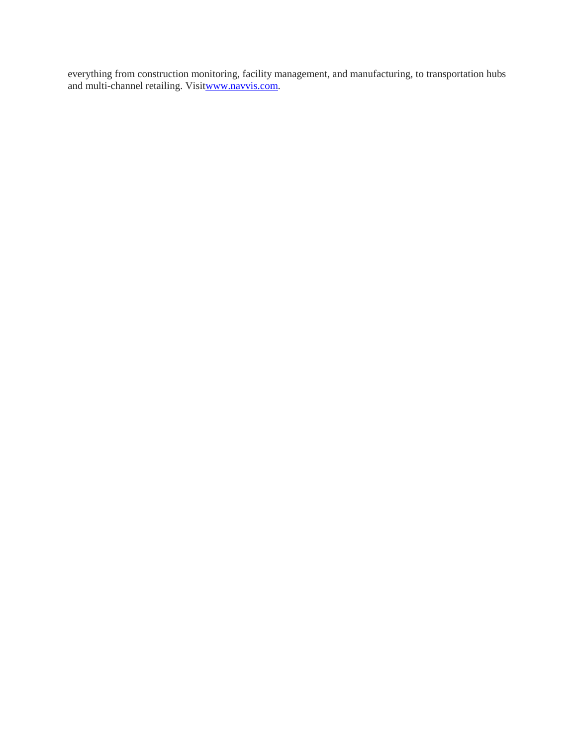everything from construction monitoring, facility management, and manufacturing, to transportation hubs and multi-channel retailing. Visitwww.navvis.com.